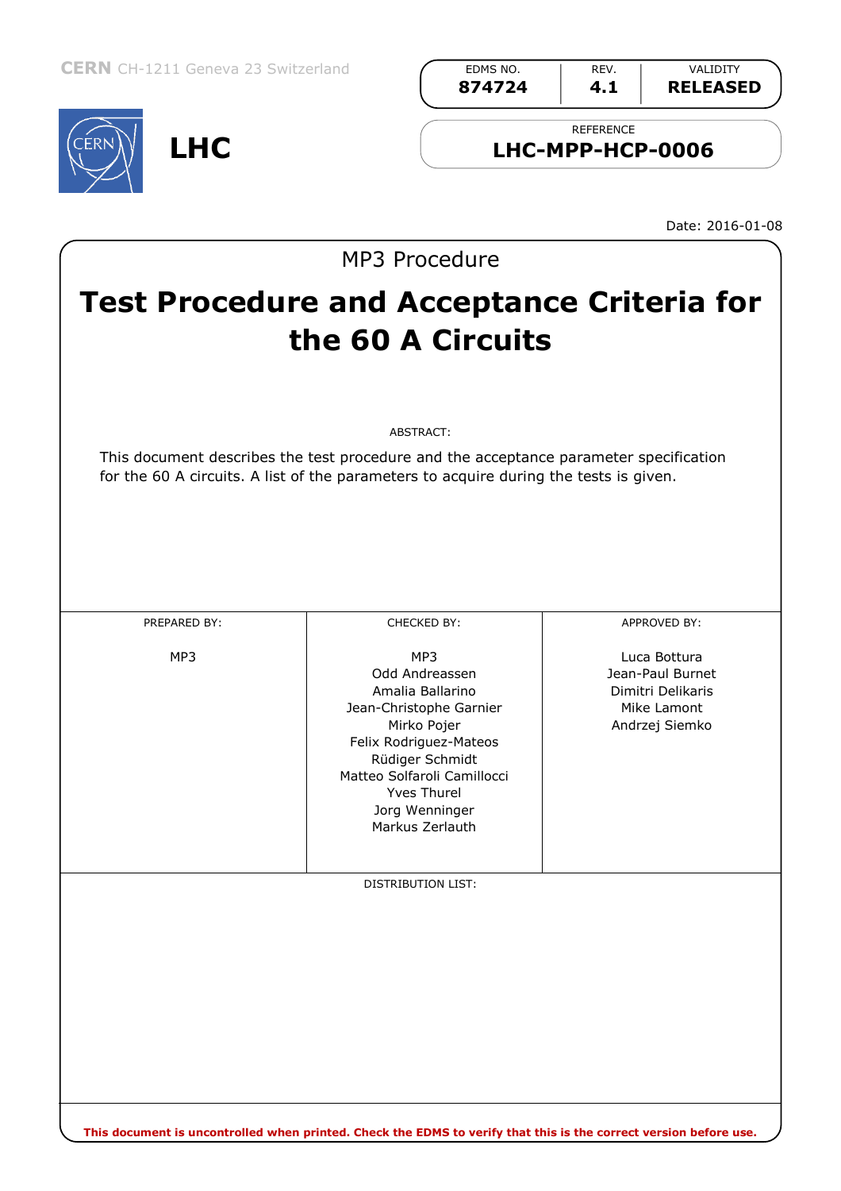CERN CH-1211 Geneva 23 Switzerland

**LHC**

| EDMS NO. | REV. | VALIDITY |
|---|---|---|
| **874724** | **4.1** | **RELEASED** |

REFERENCE

**LHC-MPP-HCP-0006**

Date: 2016-01-08

MP3 Procedure

# Test Procedure and Acceptance Criteria for the 60 A Circuits

ABSTRACT:

This document describes the test procedure and the acceptance parameter specification for the 60 A circuits. A list of the parameters to acquire during the tests is given.

| PREPARED BY: | CHECKED BY: | APPROVED BY: |
|---|---|---|
| MP3 | MP3<br>Odd Andreassen<br>Amalia Ballarino<br>Jean-Christophe Garnier<br>Mirko Pojer<br>Felix Rodriguez-Mateos<br>Rüdiger Schmidt<br>Matteo Solfaroli Camillocci<br>Yves Thurel<br>Jorg Wenninger<br>Markus Zerlauth | Luca Bottura<br>Jean-Paul Burnet<br>Dimitri Delikaris<br>Mike Lamont<br>Andrzej Siemko |

DISTRIBUTION LIST:

**This document is uncontrolled when printed. Check the EDMS to verify that this is the correct version before use.**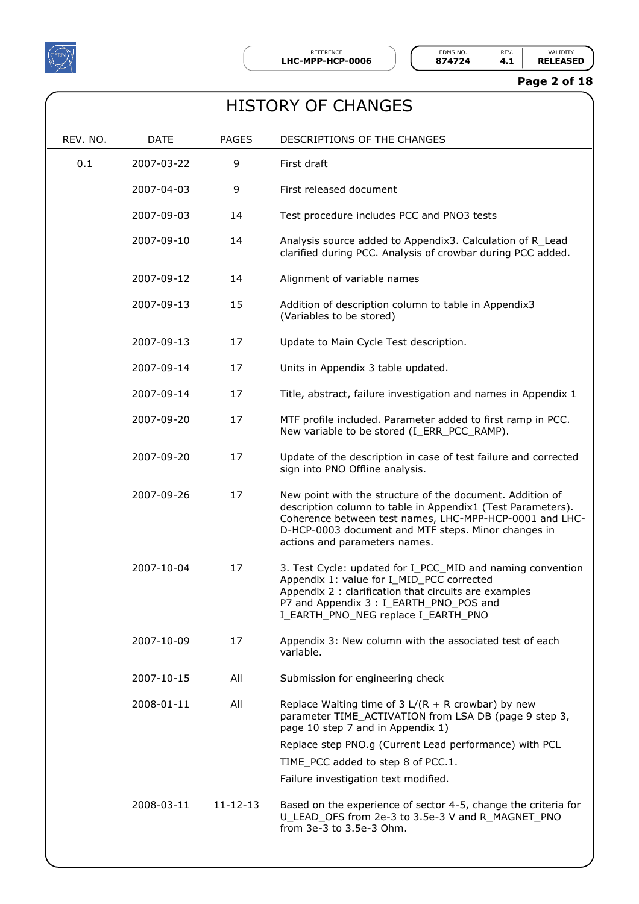# HISTORY OF CHANGES

| REV. NO. | DATE | PAGES | DESCRIPTIONS OF THE CHANGES |
|---|---|---|---|
| 0.1 | 2007-03-22 | 9 | First draft |
| | 2007-04-03 | 9 | First released document |
| | 2007-09-03 | 14 | Test procedure includes PCC and PNO3 tests |
| | 2007-09-10 | 14 | Analysis source added to Appendix3. Calculation of R_Lead clarified during PCC. Analysis of crowbar during PCC added. |
| | 2007-09-12 | 14 | Alignment of variable names |
| | 2007-09-13 | 15 | Addition of description column to table in Appendix3 (Variables to be stored) |
| | 2007-09-13 | 17 | Update to Main Cycle Test description. |
| | 2007-09-14 | 17 | Units in Appendix 3 table updated. |
| | 2007-09-14 | 17 | Title, abstract, failure investigation and names in Appendix 1 |
| | 2007-09-20 | 17 | MTF profile included. Parameter added to first ramp in PCC. New variable to be stored (I_ERR_PCC_RAMP). |
| | 2007-09-20 | 17 | Update of the description in case of test failure and corrected sign into PNO Offline analysis. |
| | 2007-09-26 | 17 | New point with the structure of the document. Addition of description column to table in Appendix1 (Test Parameters). Coherence between test names, LHC-MPP-HCP-0001 and LHC-D-HCP-0003 document and MTF steps. Minor changes in actions and parameters names. |
| | 2007-10-04 | 17 | 3. Test Cycle: updated for I_PCC_MID and naming convention<br>Appendix 1: value for I_MID_PCC corrected<br>Appendix 2 : clarification that circuits are examples<br>P7 and Appendix 3 : I_EARTH_PNO_POS and I_EARTH_PNO_NEG replace I_EARTH_PNO |
| | 2007-10-09 | 17 | Appendix 3: New column with the associated test of each variable. |
| | 2007-10-15 | All | Submission for engineering check |
| | 2008-01-11 | All | Replace Waiting time of 3 L/(R + R crowbar) by new parameter TIME_ACTIVATION from LSA DB (page 9 step 3, page 10 step 7 and in Appendix 1)<br>Replace step PNO.g (Current Lead performance) with PCL<br>TIME_PCC added to step 8 of PCC.1.<br>Failure investigation text modified. |
| | 2008-03-11 | 11-12-13 | Based on the experience of sector 4-5, change the criteria for U_LEAD_OFS from 2e-3 to 3.5e-3 V and R_MAGNET_PNO from 3e-3 to 3.5e-3 Ohm. |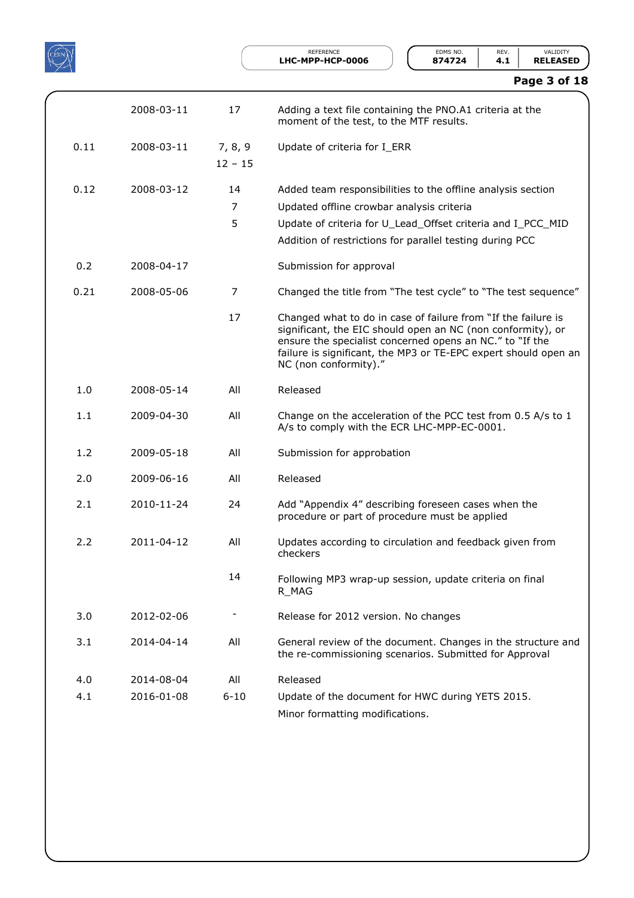|  |  |  |  |
|---|---|---|---|
|  | 2008-03-11 | 17 | Adding a text file containing the PNO.A1 criteria at the moment of the test, to the MTF results. |
| 0.11 | 2008-03-11 | 7, 8, 9<br>12 – 15 | Update of criteria for I_ERR |
| 0.12 | 2008-03-12 | 14<br>7<br>5 | Added team responsibilities to the offline analysis section<br>Updated offline crowbar analysis criteria<br>Update of criteria for U_Lead_Offset criteria and I_PCC_MID<br>Addition of restrictions for parallel testing during PCC |
| 0.2 | 2008-04-17 |  | Submission for approval |
| 0.21 | 2008-05-06 | 7 | Changed the title from "The test cycle" to "The test sequence" |
|  |  | 17 | Changed what to do in case of failure from "If the failure is significant, the EIC should open an NC (non conformity), or ensure the specialist concerned opens an NC." to "If the failure is significant, the MP3 or TE-EPC expert should open an NC (non conformity)." |
| 1.0 | 2008-05-14 | All | Released |
| 1.1 | 2009-04-30 | All | Change on the acceleration of the PCC test from 0.5 A/s to 1 A/s to comply with the ECR LHC-MPP-EC-0001. |
| 1.2 | 2009-05-18 | All | Submission for approbation |
| 2.0 | 2009-06-16 | All | Released |
| 2.1 | 2010-11-24 | 24 | Add "Appendix 4" describing foreseen cases when the procedure or part of procedure must be applied |
| 2.2 | 2011-04-12 | All | Updates according to circulation and feedback given from checkers |
|  |  | 14 | Following MP3 wrap-up session, update criteria on final R_MAG |
| 3.0 | 2012-02-06 | - | Release for 2012 version. No changes |
| 3.1 | 2014-04-14 | All | General review of the document. Changes in the structure and the re-commissioning scenarios. Submitted for Approval |
| 4.0 | 2014-08-04 | All | Released |
| 4.1 | 2016-01-08 | 6-10 | Update of the document for HWC during YETS 2015.<br>Minor formatting modifications. |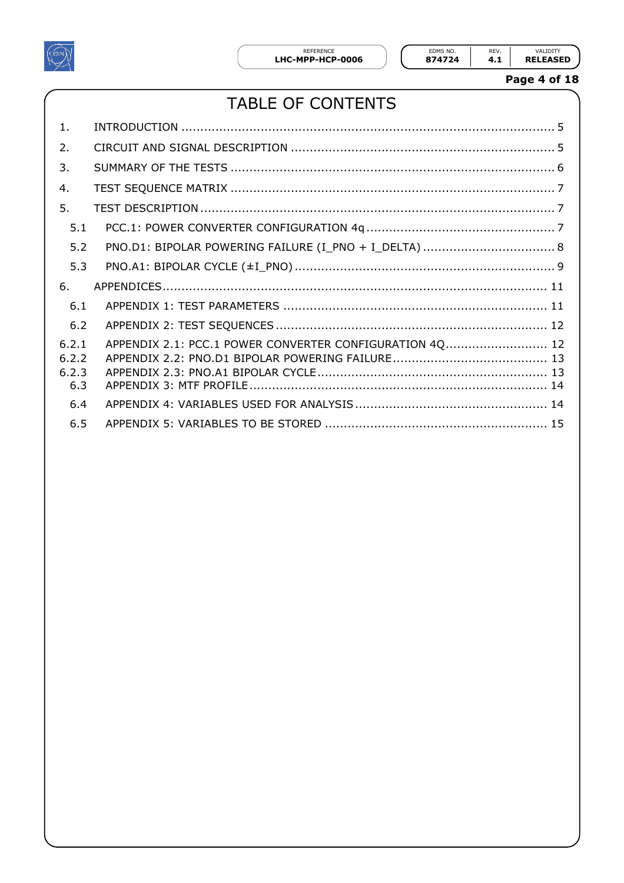# TABLE OF CONTENTS

1. INTRODUCTION ........................................................................................ 5
2. CIRCUIT AND SIGNAL DESCRIPTION ..................................................... 5
3. SUMMARY OF THE TESTS ..................................................................... 6
4. TEST SEQUENCE MATRIX ..................................................................... 7
5. TEST DESCRIPTION ............................................................................. 7
   - 5.1 PCC.1: POWER CONVERTER CONFIGURATION 4q .................................. 7
   - 5.2 PNO.D1: BIPOLAR POWERING FAILURE (I_PNO + I_DELTA) .................... 8
   - 5.3 PNO.A1: BIPOLAR CYCLE (±I_PNO) ..................................................... 9
6. APPENDICES ....................................................................................... 11
   - 6.1 APPENDIX 1: TEST PARAMETERS ..................................................... 11
   - 6.2 APPENDIX 2: TEST SEQUENCES ....................................................... 12
   - 6.2.1 APPENDIX 2.1: PCC.1 POWER CONVERTER CONFIGURATION 4Q ........... 12
   - 6.2.2 APPENDIX 2.2: PNO.D1 BIPOLAR POWERING FAILURE ........................ 13
   - 6.2.3 APPENDIX 2.3: PNO.A1 BIPOLAR CYCLE ......................................... 13
   - 6.3 APPENDIX 3: MTF PROFILE .............................................................. 14
   - 6.4 APPENDIX 4: VARIABLES USED FOR ANALYSIS .................................. 14
   - 6.5 APPENDIX 5: VARIABLES TO BE STORED .......................................... 15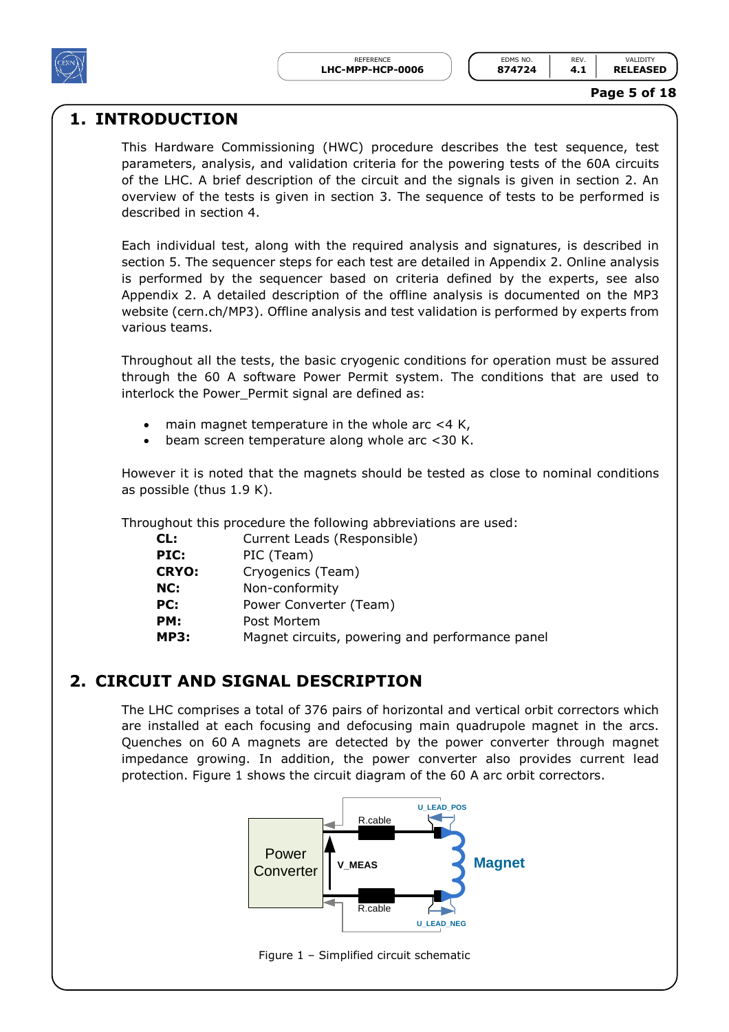# 1. INTRODUCTION

This Hardware Commissioning (HWC) procedure describes the test sequence, test parameters, analysis, and validation criteria for the powering tests of the 60A circuits of the LHC. A brief description of the circuit and the signals is given in section 2. An overview of the tests is given in section 3. The sequence of tests to be performed is described in section 4.

Each individual test, along with the required analysis and signatures, is described in section 5. The sequencer steps for each test are detailed in Appendix 2. Online analysis is performed by the sequencer based on criteria defined by the experts, see also Appendix 2. A detailed description of the offline analysis is documented on the MP3 website (cern.ch/MP3). Offline analysis and test validation is performed by experts from various teams.

Throughout all the tests, the basic cryogenic conditions for operation must be assured through the 60 A software Power Permit system. The conditions that are used to interlock the Power_Permit signal are defined as:

- main magnet temperature in the whole arc <4 K,
- beam screen temperature along whole arc <30 K.

However it is noted that the magnets should be tested as close to nominal conditions as possible (thus 1.9 K).

Throughout this procedure the following abbreviations are used:

**CL:** Current Leads (Responsible)
**PIC:** PIC (Team)
**CRYO:** Cryogenics (Team)
**NC:** Non-conformity
**PC:** Power Converter (Team)
**PM:** Post Mortem
**MP3:** Magnet circuits, powering and performance panel

# 2. CIRCUIT AND SIGNAL DESCRIPTION

The LHC comprises a total of 376 pairs of horizontal and vertical orbit correctors which are installed at each focusing and defocusing main quadrupole magnet in the arcs. Quenches on 60 A magnets are detected by the power converter through magnet impedance growing. In addition, the power converter also provides current lead protection. Figure 1 shows the circuit diagram of the 60 A arc orbit correctors.

Figure 1 – Simplified circuit schematic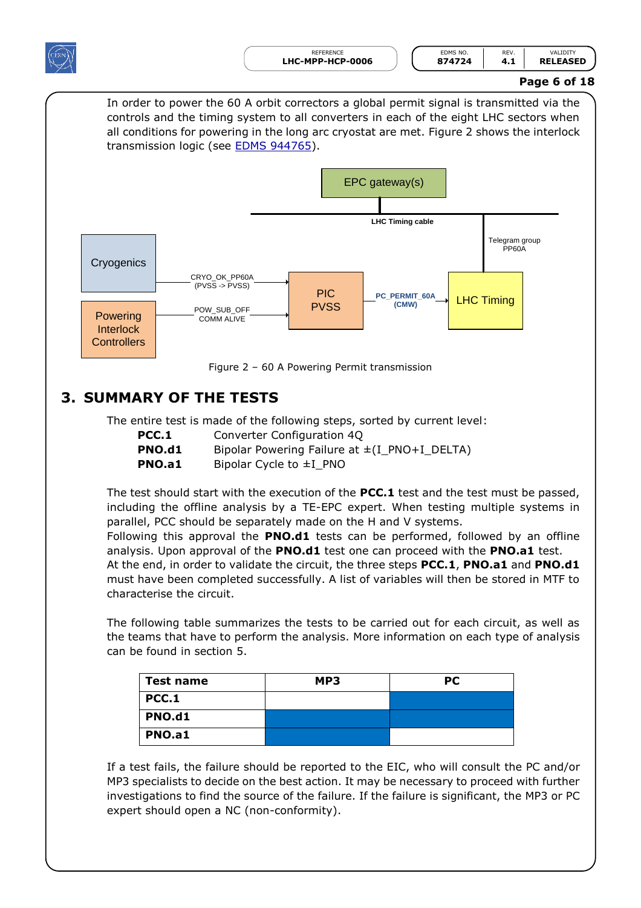In order to power the 60 A orbit correctors a global permit signal is transmitted via the controls and the timing system to all converters in each of the eight LHC sectors when all conditions for powering in the long arc cryostat are met. Figure 2 shows the interlock transmission logic (see EDMS 944765).

Figure 2 – 60 A Powering Permit transmission

## 3. SUMMARY OF THE TESTS

The entire test is made of the following steps, sorted by current level:

| | |
|---|---|
| **PCC.1** | Converter Configuration 4Q |
| **PNO.d1** | Bipolar Powering Failure at ±(I_PNO+I_DELTA) |
| **PNO.a1** | Bipolar Cycle to ±I_PNO |

The test should start with the execution of the **PCC.1** test and the test must be passed, including the offline analysis by a TE-EPC expert. When testing multiple systems in parallel, PCC should be separately made on the H and V systems.
Following this approval the **PNO.d1** tests can be performed, followed by an offline analysis. Upon approval of the **PNO.d1** test one can proceed with the **PNO.a1** test.
At the end, in order to validate the circuit, the three steps **PCC.1**, **PNO.a1** and **PNO.d1** must have been completed successfully. A list of variables will then be stored in MTF to characterise the circuit.

The following table summarizes the tests to be carried out for each circuit, as well as the teams that have to perform the analysis. More information on each type of analysis can be found in section 5.

| Test name | MP3 | PC |
|---|---|---|
| **PCC.1** | | ■ |
| **PNO.d1** | ■ | ■ |
| **PNO.a1** | ■ | |

If a test fails, the failure should be reported to the EIC, who will consult the PC and/or MP3 specialists to decide on the best action. It may be necessary to proceed with further investigations to find the source of the failure. If the failure is significant, the MP3 or PC expert should open a NC (non-conformity).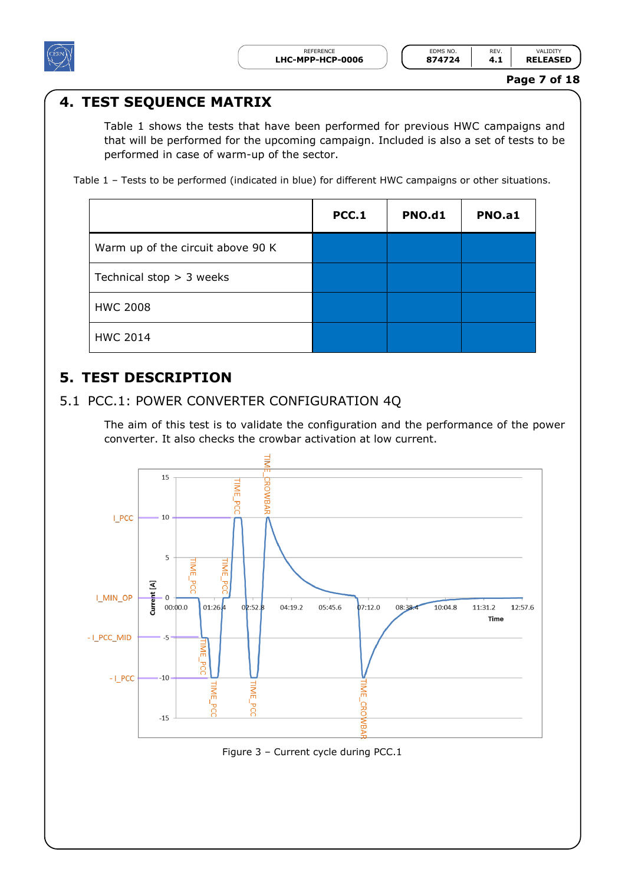# 4. TEST SEQUENCE MATRIX

Table 1 shows the tests that have been performed for previous HWC campaigns and that will be performed for the upcoming campaign. Included is also a set of tests to be performed in case of warm-up of the sector.

Table 1 – Tests to be performed (indicated in blue) for different HWC campaigns or other situations.

| | PCC.1 | PNO.d1 | PNO.a1 |
|---|---|---|---|
| Warm up of the circuit above 90 K | ■ | ■ | ■ |
| Technical stop > 3 weeks | ■ | ■ | ■ |
| HWC 2008 | ■ | ■ | ■ |
| HWC 2014 | ■ | ■ | ■ |

# 5. TEST DESCRIPTION

## 5.1 PCC.1: POWER CONVERTER CONFIGURATION 4Q

The aim of this test is to validate the configuration and the performance of the power converter. It also checks the crowbar activation at low current.

Figure 3 – Current cycle during PCC.1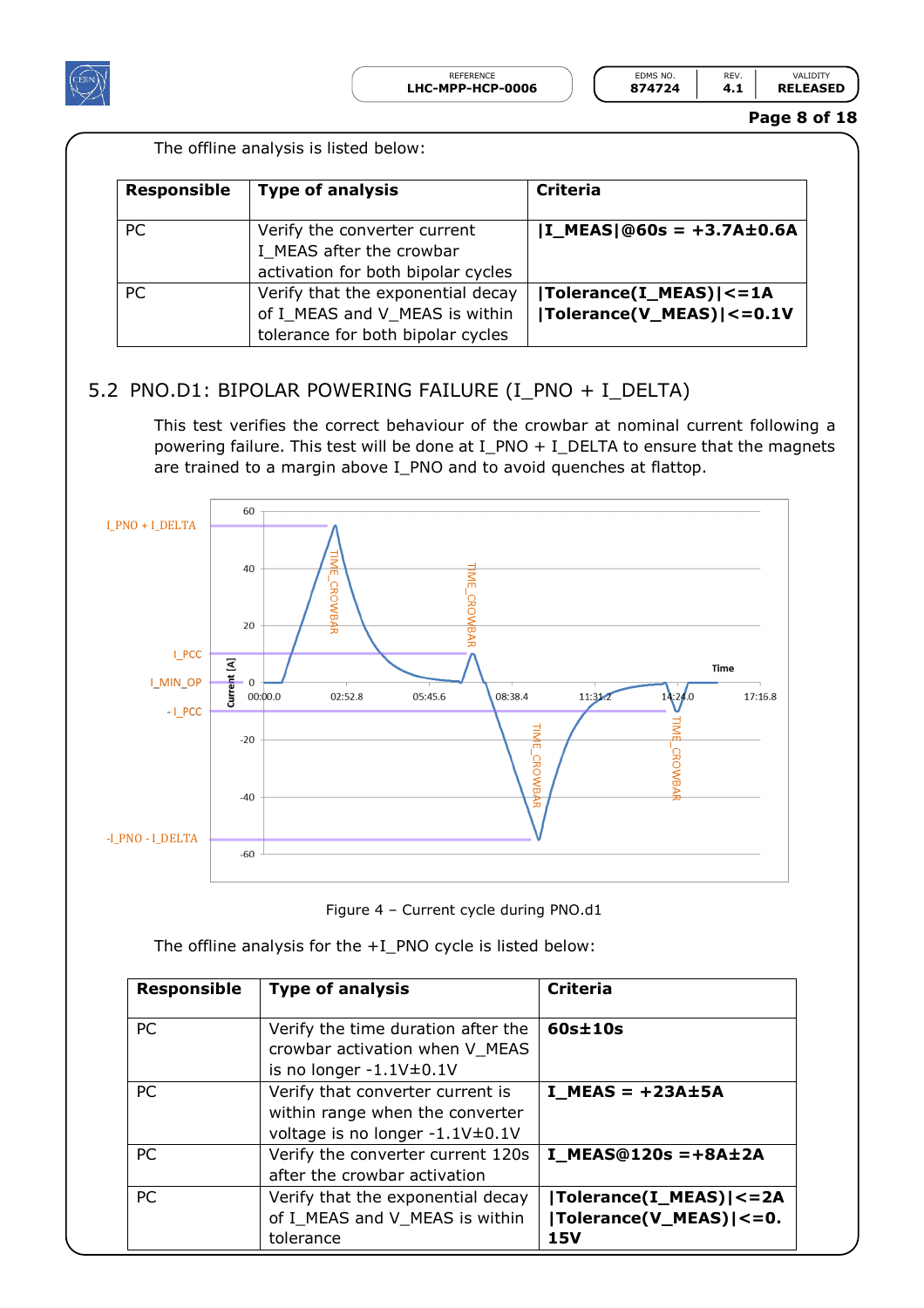The offline analysis is listed below:

| Responsible | Type of analysis | Criteria |
|---|---|---|
| PC | Verify the converter current I_MEAS after the crowbar activation for both bipolar cycles | **\|I_MEAS\|@60s = +3.7A±0.6A** |
| PC | Verify that the exponential decay of I_MEAS and V_MEAS is within tolerance for both bipolar cycles | **\|Tolerance(I_MEAS)\|<=1A** **\|Tolerance(V_MEAS)\|<=0.1V** |

## 5.2 PNO.D1: BIPOLAR POWERING FAILURE (I_PNO + I_DELTA)

This test verifies the correct behaviour of the crowbar at nominal current following a powering failure. This test will be done at I_PNO + I_DELTA to ensure that the magnets are trained to a margin above I_PNO and to avoid quenches at flattop.

Figure 4 – Current cycle during PNO.d1

The offline analysis for the +I_PNO cycle is listed below:

| Responsible | Type of analysis | Criteria |
|---|---|---|
| PC | Verify the time duration after the crowbar activation when V_MEAS is no longer -1.1V±0.1V | **60s±10s** |
| PC | Verify that converter current is within range when the converter voltage is no longer -1.1V±0.1V | **I_MEAS = +23A±5A** |
| PC | Verify the converter current 120s after the crowbar activation | **I_MEAS@120s =+8A±2A** |
| PC | Verify that the exponential decay of I_MEAS and V_MEAS is within tolerance | **\|Tolerance(I_MEAS)\|<=2A** **\|Tolerance(V_MEAS)\|<=0.15V** |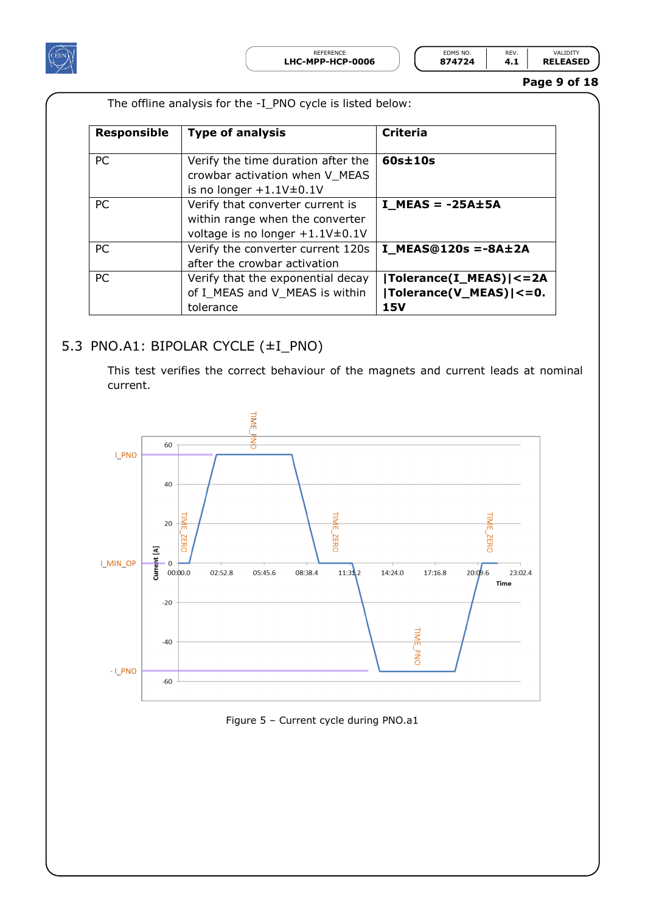The offline analysis for the -I_PNO cycle is listed below:

| Responsible | Type of analysis | Criteria |
|---|---|---|
| PC | Verify the time duration after the crowbar activation when V_MEAS is no longer +1.1V±0.1V | **60s±10s** |
| PC | Verify that converter current is within range when the converter voltage is no longer +1.1V±0.1V | **I_MEAS = -25A±5A** |
| PC | Verify the converter current 120s after the crowbar activation | **I_MEAS@120s =-8A±2A** |
| PC | Verify that the exponential decay of I_MEAS and V_MEAS is within tolerance | **\|Tolerance(I_MEAS)\|<=2A \|Tolerance(V_MEAS)\|<=0.15V** |

## 5.3 PNO.A1: BIPOLAR CYCLE (±I_PNO)

This test verifies the correct behaviour of the magnets and current leads at nominal current.

Figure 5 – Current cycle during PNO.a1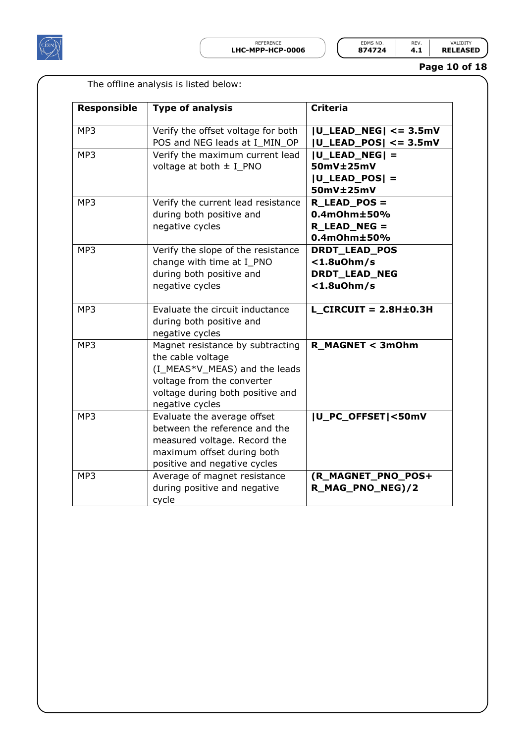The offline analysis is listed below:

| Responsible | Type of analysis | Criteria |
|---|---|---|
| MP3 | Verify the offset voltage for both POS and NEG leads at I_MIN_OP | **\|U_LEAD_NEG\| <= 3.5mV** **\|U_LEAD_POS\| <= 3.5mV** |
| MP3 | Verify the maximum current lead voltage at both ± I_PNO | **\|U_LEAD_NEG\| = 50mV±25mV** **\|U_LEAD_POS\| = 50mV±25mV** |
| MP3 | Verify the current lead resistance during both positive and negative cycles | **R_LEAD_POS = 0.4mOhm±50%** **R_LEAD_NEG = 0.4mOhm±50%** |
| MP3 | Verify the slope of the resistance change with time at I_PNO during both positive and negative cycles | **DRDT_LEAD_POS <1.8uOhm/s** **DRDT_LEAD_NEG <1.8uOhm/s** |
| MP3 | Evaluate the circuit inductance during both positive and negative cycles | **L_CIRCUIT = 2.8H±0.3H** |
| MP3 | Magnet resistance by subtracting the cable voltage (I_MEAS*V_MEAS) and the leads voltage from the converter voltage during both positive and negative cycles | **R_MAGNET < 3mOhm** |
| MP3 | Evaluate the average offset between the reference and the measured voltage. Record the maximum offset during both positive and negative cycles | **\|U_PC_OFFSET\|<50mV** |
| MP3 | Average of magnet resistance during positive and negative cycle | **(R_MAGNET_PNO_POS+ R_MAG_PNO_NEG)/2** |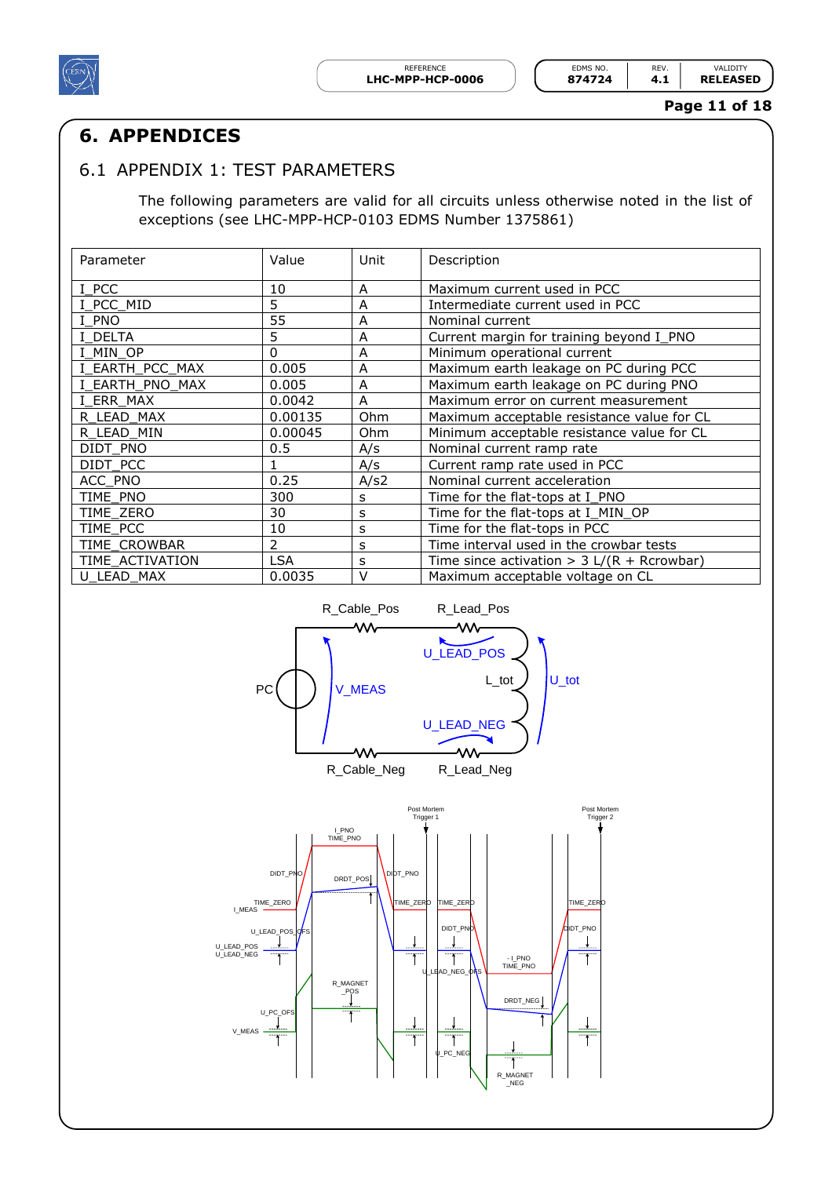# 6. APPENDICES

## 6.1 APPENDIX 1: TEST PARAMETERS

The following parameters are valid for all circuits unless otherwise noted in the list of exceptions (see LHC-MPP-HCP-0103 EDMS Number 1375861)

| Parameter | Value | Unit | Description |
|---|---|---|---|
| I_PCC | 10 | A | Maximum current used in PCC |
| I_PCC_MID | 5 | A | Intermediate current used in PCC |
| I_PNO | 55 | A | Nominal current |
| I_DELTA | 5 | A | Current margin for training beyond I_PNO |
| I_MIN_OP | 0 | A | Minimum operational current |
| I_EARTH_PCC_MAX | 0.005 | A | Maximum earth leakage on PC during PCC |
| I_EARTH_PNO_MAX | 0.005 | A | Maximum earth leakage on PC during PNO |
| I_ERR_MAX | 0.0042 | A | Maximum error on current measurement |
| R_LEAD_MAX | 0.00135 | Ohm | Maximum acceptable resistance value for CL |
| R_LEAD_MIN | 0.00045 | Ohm | Minimum acceptable resistance value for CL |
| DIDT_PNO | 0.5 | A/s | Nominal current ramp rate |
| DIDT_PCC | 1 | A/s | Current ramp rate used in PCC |
| ACC_PNO | 0.25 | A/s2 | Nominal current acceleration |
| TIME_PNO | 300 | s | Time for the flat-tops at I_PNO |
| TIME_ZERO | 30 | s | Time for the flat-tops at I_MIN_OP |
| TIME_PCC | 10 | s | Time for the flat-tops in PCC |
| TIME_CROWBAR | 2 | s | Time interval used in the crowbar tests |
| TIME_ACTIVATION | LSA | s | Time since activation > 3 L/(R + Rcrowbar) |
| U_LEAD_MAX | 0.0035 | V | Maximum acceptable voltage on CL |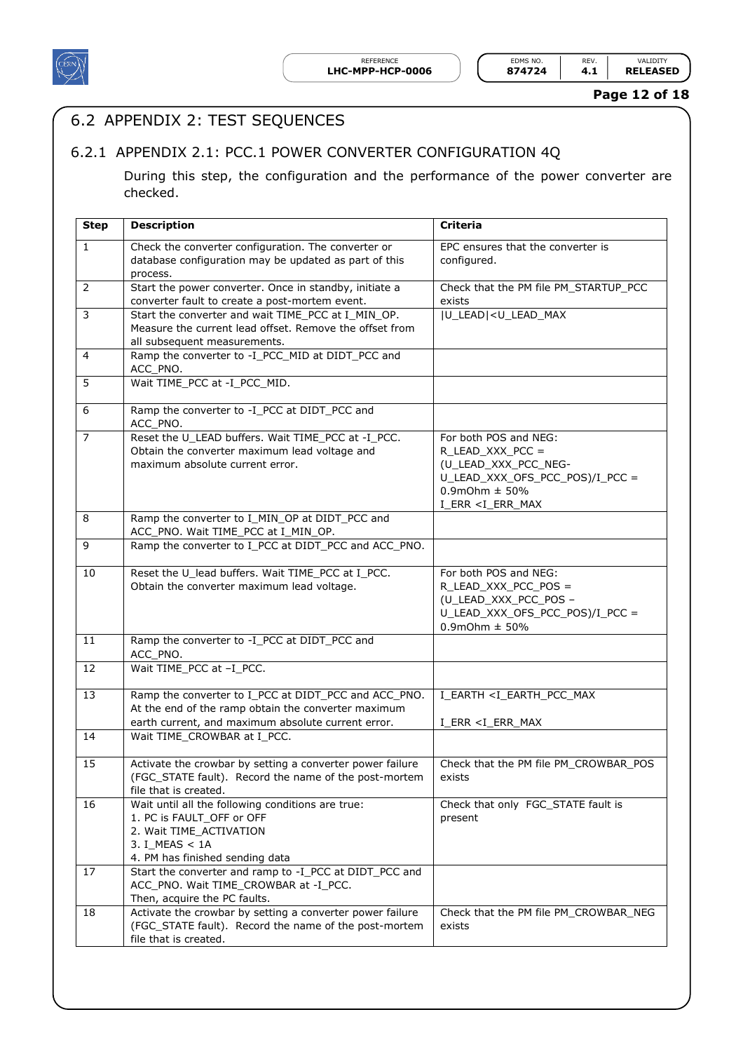## 6.2 APPENDIX 2: TEST SEQUENCES

### 6.2.1 APPENDIX 2.1: PCC.1 POWER CONVERTER CONFIGURATION 4Q

During this step, the configuration and the performance of the power converter are checked.

| Step | Description | Criteria |
|---|---|---|
| 1 | Check the converter configuration. The converter or database configuration may be updated as part of this process. | EPC ensures that the converter is configured. |
| 2 | Start the power converter. Once in standby, initiate a converter fault to create a post-mortem event. | Check that the PM file PM_STARTUP_PCC exists |
| 3 | Start the converter and wait TIME_PCC at I_MIN_OP. Measure the current lead offset. Remove the offset from all subsequent measurements. | \|U_LEAD\|<U_LEAD_MAX |
| 4 | Ramp the converter to -I_PCC_MID at DIDT_PCC and ACC_PNO. | |
| 5 | Wait TIME_PCC at -I_PCC_MID. | |
| 6 | Ramp the converter to -I_PCC at DIDT_PCC and ACC_PNO. | |
| 7 | Reset the U_LEAD buffers. Wait TIME_PCC at -I_PCC. Obtain the converter maximum lead voltage and maximum absolute current error. | For both POS and NEG: R_LEAD_XXX_PCC = (U_LEAD_XXX_PCC_NEG- U_LEAD_XXX_OFS_PCC_POS)/I_PCC = 0.9mOhm ± 50% I_ERR <I_ERR_MAX |
| 8 | Ramp the converter to I_MIN_OP at DIDT_PCC and ACC_PNO. Wait TIME_PCC at I_MIN_OP. | |
| 9 | Ramp the converter to I_PCC at DIDT_PCC and ACC_PNO. | |
| 10 | Reset the U_lead buffers. Wait TIME_PCC at I_PCC. Obtain the converter maximum lead voltage. | For both POS and NEG: R_LEAD_XXX_PCC_POS = (U_LEAD_XXX_PCC_POS – U_LEAD_XXX_OFS_PCC_POS)/I_PCC = 0.9mOhm ± 50% |
| 11 | Ramp the converter to -I_PCC at DIDT_PCC and ACC_PNO. | |
| 12 | Wait TIME_PCC at –I_PCC. | |
| 13 | Ramp the converter to I_PCC at DIDT_PCC and ACC_PNO. At the end of the ramp obtain the converter maximum earth current, and maximum absolute current error. | I_EARTH <I_EARTH_PCC_MAX<br><br>I_ERR <I_ERR_MAX |
| 14 | Wait TIME_CROWBAR at I_PCC. | |
| 15 | Activate the crowbar by setting a converter power failure (FGC_STATE fault). Record the name of the post-mortem file that is created. | Check that the PM file PM_CROWBAR_POS exists |
| 16 | Wait until all the following conditions are true:<br>1. PC is FAULT_OFF or OFF<br>2. Wait TIME_ACTIVATION<br>3. I_MEAS < 1A<br>4. PM has finished sending data | Check that only FGC_STATE fault is present |
| 17 | Start the converter and ramp to -I_PCC at DIDT_PCC and ACC_PNO. Wait TIME_CROWBAR at -I_PCC.<br>Then, acquire the PC faults. | |
| 18 | Activate the crowbar by setting a converter power failure (FGC_STATE fault). Record the name of the post-mortem file that is created. | Check that the PM file PM_CROWBAR_NEG exists |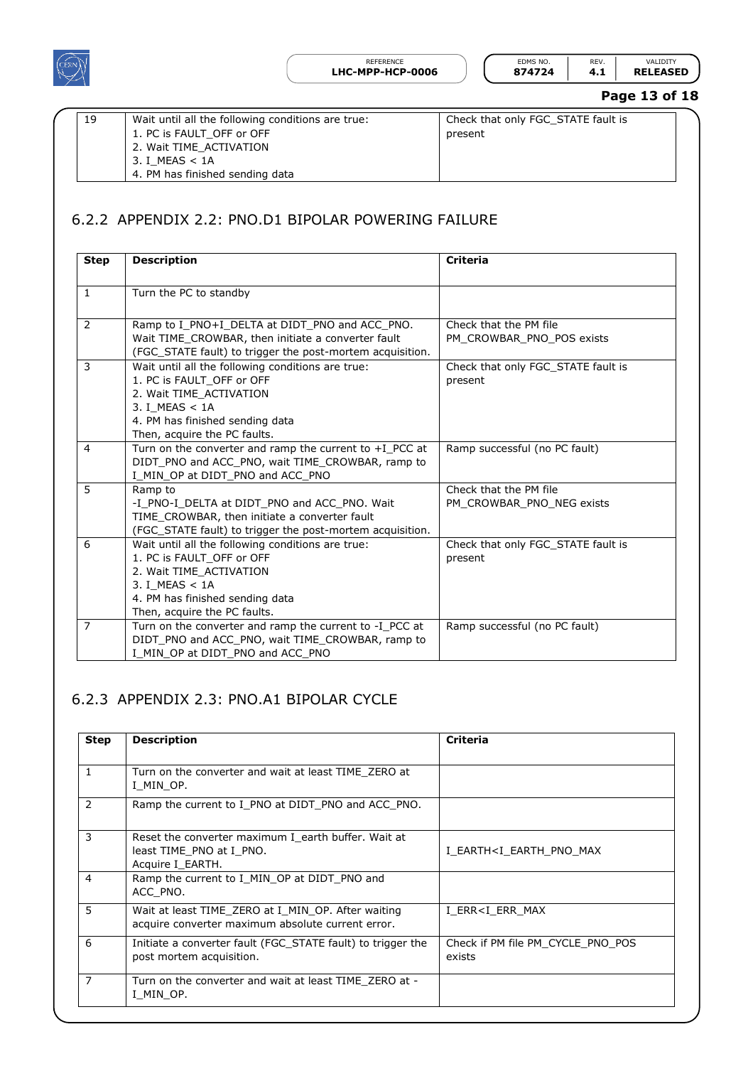| 19 | Wait until all the following conditions are true:<br>1. PC is FAULT_OFF or OFF<br>2. Wait TIME_ACTIVATION<br>3. I_MEAS < 1A<br>4. PM has finished sending data | Check that only FGC_STATE fault is present |
|---|---|---|

### 6.2.2 APPENDIX 2.2: PNO.D1 BIPOLAR POWERING FAILURE

| Step | Description | Criteria |
|---|---|---|
| 1 | Turn the PC to standby | |
| 2 | Ramp to I_PNO+I_DELTA at DIDT_PNO and ACC_PNO. Wait TIME_CROWBAR, then initiate a converter fault (FGC_STATE fault) to trigger the post-mortem acquisition. | Check that the PM file PM_CROWBAR_PNO_POS exists |
| 3 | Wait until all the following conditions are true:<br>1. PC is FAULT_OFF or OFF<br>2. Wait TIME_ACTIVATION<br>3. I_MEAS < 1A<br>4. PM has finished sending data<br>Then, acquire the PC faults. | Check that only FGC_STATE fault is present |
| 4 | Turn on the converter and ramp the current to +I_PCC at DIDT_PNO and ACC_PNO, wait TIME_CROWBAR, ramp to I_MIN_OP at DIDT_PNO and ACC_PNO | Ramp successful (no PC fault) |
| 5 | Ramp to -I_PNO-I_DELTA at DIDT_PNO and ACC_PNO. Wait TIME_CROWBAR, then initiate a converter fault (FGC_STATE fault) to trigger the post-mortem acquisition. | Check that the PM file PM_CROWBAR_PNO_NEG exists |
| 6 | Wait until all the following conditions are true:<br>1. PC is FAULT_OFF or OFF<br>2. Wait TIME_ACTIVATION<br>3. I_MEAS < 1A<br>4. PM has finished sending data<br>Then, acquire the PC faults. | Check that only FGC_STATE fault is present |
| 7 | Turn on the converter and ramp the current to -I_PCC at DIDT_PNO and ACC_PNO, wait TIME_CROWBAR, ramp to I_MIN_OP at DIDT_PNO and ACC_PNO | Ramp successful (no PC fault) |

### 6.2.3 APPENDIX 2.3: PNO.A1 BIPOLAR CYCLE

| Step | Description | Criteria |
|---|---|---|
| 1 | Turn on the converter and wait at least TIME_ZERO at I_MIN_OP. | |
| 2 | Ramp the current to I_PNO at DIDT_PNO and ACC_PNO. | |
| 3 | Reset the converter maximum I_earth buffer. Wait at least TIME_PNO at I_PNO.<br>Acquire I_EARTH. | I_EARTH<I_EARTH_PNO_MAX |
| 4 | Ramp the current to I_MIN_OP at DIDT_PNO and ACC_PNO. | |
| 5 | Wait at least TIME_ZERO at I_MIN_OP. After waiting acquire converter maximum absolute current error. | I_ERR<I_ERR_MAX |
| 6 | Initiate a converter fault (FGC_STATE fault) to trigger the post mortem acquisition. | Check if PM file PM_CYCLE_PNO_POS exists |
| 7 | Turn on the converter and wait at least TIME_ZERO at -I_MIN_OP. | |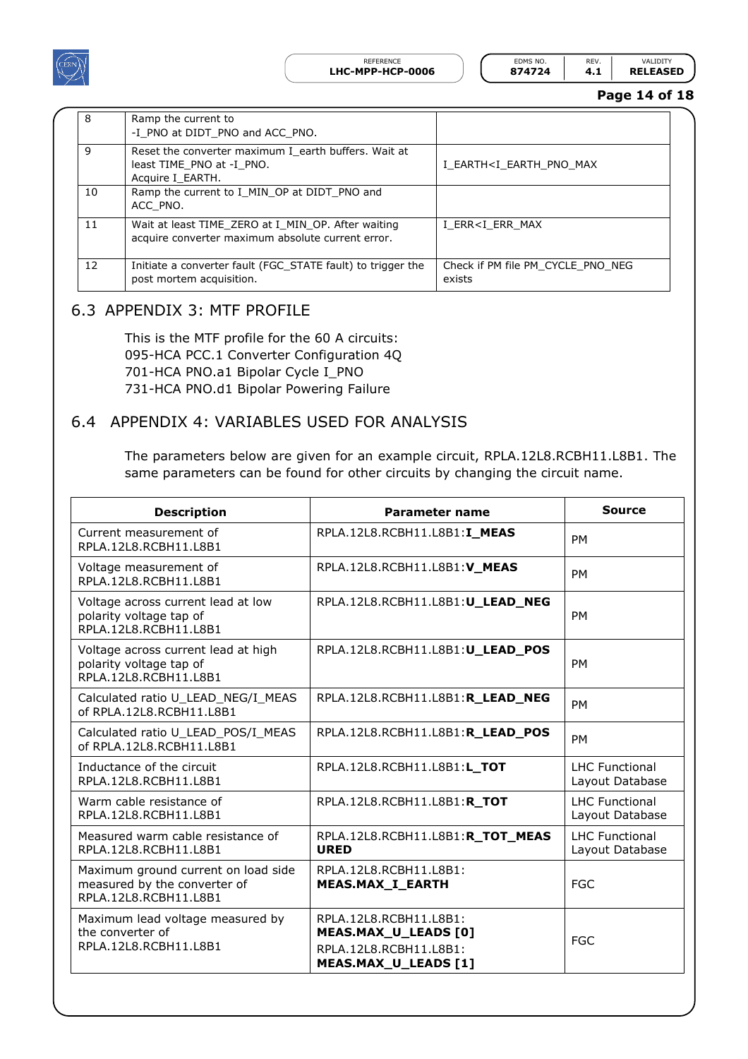| 8 | Ramp the current to<br>-I_PNO at DIDT_PNO and ACC_PNO. | |
|---|---|---|
| 9 | Reset the converter maximum I_earth buffers. Wait at least TIME_PNO at -I_PNO.<br>Acquire I_EARTH. | I_EARTH<I_EARTH_PNO_MAX |
| 10 | Ramp the current to I_MIN_OP at DIDT_PNO and ACC_PNO. | |
| 11 | Wait at least TIME_ZERO at I_MIN_OP. After waiting acquire converter maximum absolute current error. | I_ERR<I_ERR_MAX |
| 12 | Initiate a converter fault (FGC_STATE fault) to trigger the post mortem acquisition. | Check if PM file PM_CYCLE_PNO_NEG exists |

## 6.3 APPENDIX 3: MTF PROFILE

This is the MTF profile for the 60 A circuits:
095-HCA PCC.1 Converter Configuration 4Q
701-HCA PNO.a1 Bipolar Cycle I_PNO
731-HCA PNO.d1 Bipolar Powering Failure

## 6.4 APPENDIX 4: VARIABLES USED FOR ANALYSIS

The parameters below are given for an example circuit, RPLA.12L8.RCBH11.L8B1. The same parameters can be found for other circuits by changing the circuit name.

| Description | Parameter name | Source |
|---|---|---|
| Current measurement of RPLA.12L8.RCBH11.L8B1 | RPLA.12L8.RCBH11.L8B1:**I_MEAS** | PM |
| Voltage measurement of RPLA.12L8.RCBH11.L8B1 | RPLA.12L8.RCBH11.L8B1:**V_MEAS** | PM |
| Voltage across current lead at low polarity voltage tap of RPLA.12L8.RCBH11.L8B1 | RPLA.12L8.RCBH11.L8B1:**U_LEAD_NEG** | PM |
| Voltage across current lead at high polarity voltage tap of RPLA.12L8.RCBH11.L8B1 | RPLA.12L8.RCBH11.L8B1:**U_LEAD_POS** | PM |
| Calculated ratio U_LEAD_NEG/I_MEAS of RPLA.12L8.RCBH11.L8B1 | RPLA.12L8.RCBH11.L8B1:**R_LEAD_NEG** | PM |
| Calculated ratio U_LEAD_POS/I_MEAS of RPLA.12L8.RCBH11.L8B1 | RPLA.12L8.RCBH11.L8B1:**R_LEAD_POS** | PM |
| Inductance of the circuit RPLA.12L8.RCBH11.L8B1 | RPLA.12L8.RCBH11.L8B1:**L_TOT** | LHC Functional Layout Database |
| Warm cable resistance of RPLA.12L8.RCBH11.L8B1 | RPLA.12L8.RCBH11.L8B1:**R_TOT** | LHC Functional Layout Database |
| Measured warm cable resistance of RPLA.12L8.RCBH11.L8B1 | RPLA.12L8.RCBH11.L8B1:**R_TOT_MEASURED** | LHC Functional Layout Database |
| Maximum ground current on load side measured by the converter of RPLA.12L8.RCBH11.L8B1 | RPLA.12L8.RCBH11.L8B1:<br>**MEAS.MAX_I_EARTH** | FGC |
| Maximum lead voltage measured by the converter of RPLA.12L8.RCBH11.L8B1 | RPLA.12L8.RCBH11.L8B1:<br>**MEAS.MAX_U_LEADS [0]**<br>RPLA.12L8.RCBH11.L8B1:<br>**MEAS.MAX_U_LEADS [1]** | FGC |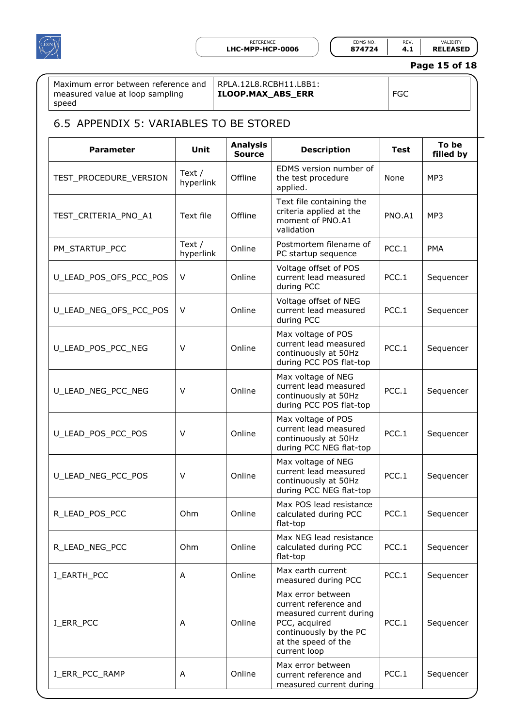| Maximum error between reference and measured value at loop sampling speed | RPLA.12L8.RCBH11.L8B1: **ILOOP.MAX_ABS_ERR** | FGC |
|---|---|---|

## 6.5 APPENDIX 5: VARIABLES TO BE STORED

| Parameter | Unit | Analysis Source | Description | Test | To be filled by |
|---|---|---|---|---|---|
| TEST_PROCEDURE_VERSION | Text / hyperlink | Offline | EDMS version number of the test procedure applied. | None | MP3 |
| TEST_CRITERIA_PNO_A1 | Text file | Offline | Text file containing the criteria applied at the moment of PNO.A1 validation | PNO.A1 | MP3 |
| PM_STARTUP_PCC | Text / hyperlink | Online | Postmortem filename of PC startup sequence | PCC.1 | PMA |
| U_LEAD_POS_OFS_PCC_POS | V | Online | Voltage offset of POS current lead measured during PCC | PCC.1 | Sequencer |
| U_LEAD_NEG_OFS_PCC_POS | V | Online | Voltage offset of NEG current lead measured during PCC | PCC.1 | Sequencer |
| U_LEAD_POS_PCC_NEG | V | Online | Max voltage of POS current lead measured continuously at 50Hz during PCC POS flat-top | PCC.1 | Sequencer |
| U_LEAD_NEG_PCC_NEG | V | Online | Max voltage of NEG current lead measured continuously at 50Hz during PCC POS flat-top | PCC.1 | Sequencer |
| U_LEAD_POS_PCC_POS | V | Online | Max voltage of POS current lead measured continuously at 50Hz during PCC NEG flat-top | PCC.1 | Sequencer |
| U_LEAD_NEG_PCC_POS | V | Online | Max voltage of NEG current lead measured continuously at 50Hz during PCC NEG flat-top | PCC.1 | Sequencer |
| R_LEAD_POS_PCC | Ohm | Online | Max POS lead resistance calculated during PCC flat-top | PCC.1 | Sequencer |
| R_LEAD_NEG_PCC | Ohm | Online | Max NEG lead resistance calculated during PCC flat-top | PCC.1 | Sequencer |
| I_EARTH_PCC | A | Online | Max earth current measured during PCC | PCC.1 | Sequencer |
| I_ERR_PCC | A | Online | Max error between current reference and measured current during PCC, acquired continuously by the PC at the speed of the current loop | PCC.1 | Sequencer |
| I_ERR_PCC_RAMP | A | Online | Max error between current reference and measured current during | PCC.1 | Sequencer |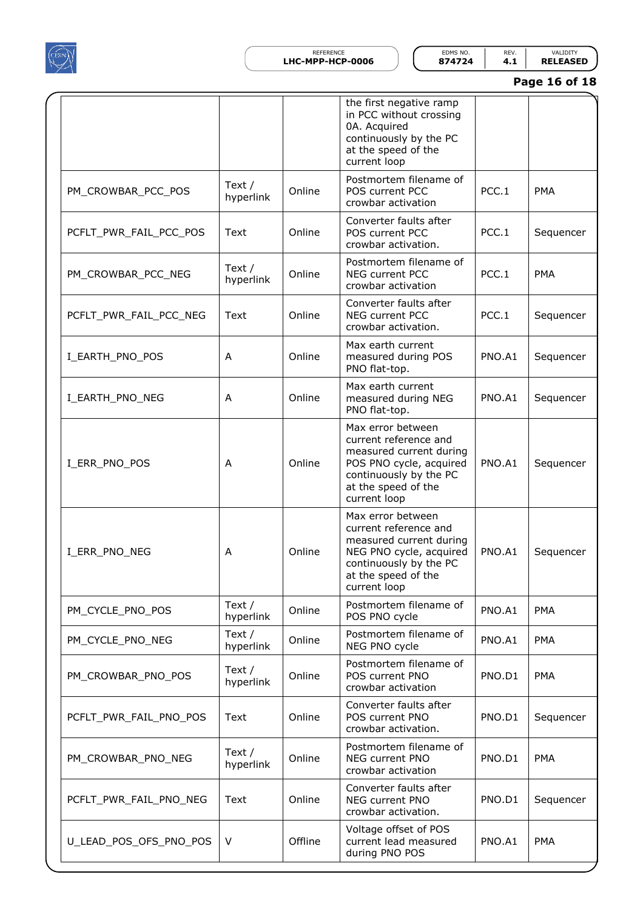| | | | the first negative ramp in PCC without crossing 0A. Acquired continuously by the PC at the speed of the current loop | | |
|---|---|---|---|---|---|
| PM_CROWBAR_PCC_POS | Text / hyperlink | Online | Postmortem filename of POS current PCC crowbar activation | PCC.1 | PMA |
| PCFLT_PWR_FAIL_PCC_POS | Text | Online | Converter faults after POS current PCC crowbar activation. | PCC.1 | Sequencer |
| PM_CROWBAR_PCC_NEG | Text / hyperlink | Online | Postmortem filename of NEG current PCC crowbar activation | PCC.1 | PMA |
| PCFLT_PWR_FAIL_PCC_NEG | Text | Online | Converter faults after NEG current PCC crowbar activation. | PCC.1 | Sequencer |
| I_EARTH_PNO_POS | A | Online | Max earth current measured during POS PNO flat-top. | PNO.A1 | Sequencer |
| I_EARTH_PNO_NEG | A | Online | Max earth current measured during NEG PNO flat-top. | PNO.A1 | Sequencer |
| I_ERR_PNO_POS | A | Online | Max error between current reference and measured current during POS PNO cycle, acquired continuously by the PC at the speed of the current loop | PNO.A1 | Sequencer |
| I_ERR_PNO_NEG | A | Online | Max error between current reference and measured current during NEG PNO cycle, acquired continuously by the PC at the speed of the current loop | PNO.A1 | Sequencer |
| PM_CYCLE_PNO_POS | Text / hyperlink | Online | Postmortem filename of POS PNO cycle | PNO.A1 | PMA |
| PM_CYCLE_PNO_NEG | Text / hyperlink | Online | Postmortem filename of NEG PNO cycle | PNO.A1 | PMA |
| PM_CROWBAR_PNO_POS | Text / hyperlink | Online | Postmortem filename of POS current PNO crowbar activation | PNO.D1 | PMA |
| PCFLT_PWR_FAIL_PNO_POS | Text | Online | Converter faults after POS current PNO crowbar activation. | PNO.D1 | Sequencer |
| PM_CROWBAR_PNO_NEG | Text / hyperlink | Online | Postmortem filename of NEG current PNO crowbar activation | PNO.D1 | PMA |
| PCFLT_PWR_FAIL_PNO_NEG | Text | Online | Converter faults after NEG current PNO crowbar activation. | PNO.D1 | Sequencer |
| U_LEAD_POS_OFS_PNO_POS | V | Offline | Voltage offset of POS current lead measured during PNO POS | PNO.A1 | PMA |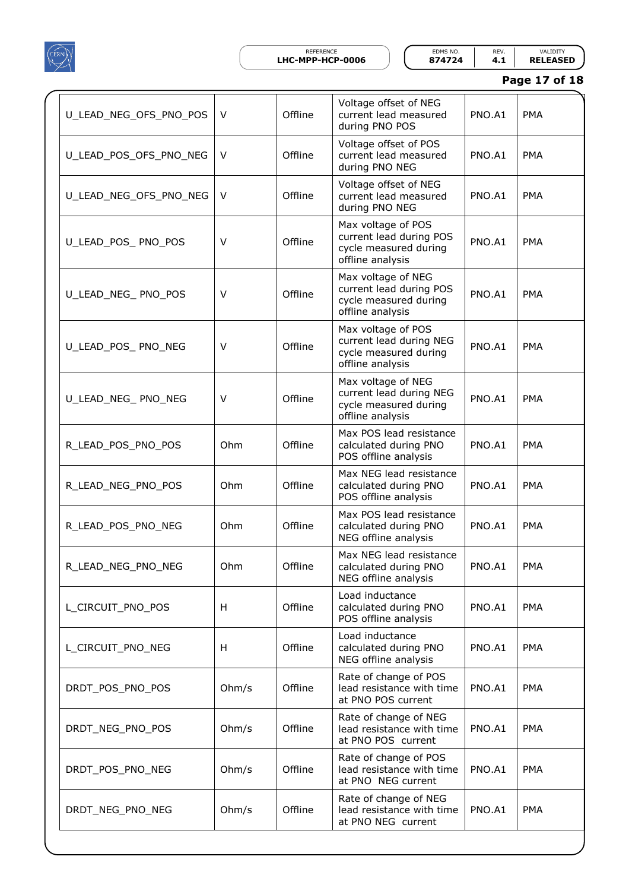| | | | | | |
|---|---|---|---|---|---|
| U_LEAD_NEG_OFS_PNO_POS | V | Offline | Voltage offset of NEG current lead measured during PNO POS | PNO.A1 | PMA |
| U_LEAD_POS_OFS_PNO_NEG | V | Offline | Voltage offset of POS current lead measured during PNO NEG | PNO.A1 | PMA |
| U_LEAD_NEG_OFS_PNO_NEG | V | Offline | Voltage offset of NEG current lead measured during PNO NEG | PNO.A1 | PMA |
| U_LEAD_POS_ PNO_POS | V | Offline | Max voltage of POS current lead during POS cycle measured during offline analysis | PNO.A1 | PMA |
| U_LEAD_NEG_ PNO_POS | V | Offline | Max voltage of NEG current lead during POS cycle measured during offline analysis | PNO.A1 | PMA |
| U_LEAD_POS_ PNO_NEG | V | Offline | Max voltage of POS current lead during NEG cycle measured during offline analysis | PNO.A1 | PMA |
| U_LEAD_NEG_ PNO_NEG | V | Offline | Max voltage of NEG current lead during NEG cycle measured during offline analysis | PNO.A1 | PMA |
| R_LEAD_POS_PNO_POS | Ohm | Offline | Max POS lead resistance calculated during PNO POS offline analysis | PNO.A1 | PMA |
| R_LEAD_NEG_PNO_POS | Ohm | Offline | Max NEG lead resistance calculated during PNO POS offline analysis | PNO.A1 | PMA |
| R_LEAD_POS_PNO_NEG | Ohm | Offline | Max POS lead resistance calculated during PNO NEG offline analysis | PNO.A1 | PMA |
| R_LEAD_NEG_PNO_NEG | Ohm | Offline | Max NEG lead resistance calculated during PNO NEG offline analysis | PNO.A1 | PMA |
| L_CIRCUIT_PNO_POS | H | Offline | Load inductance calculated during PNO POS offline analysis | PNO.A1 | PMA |
| L_CIRCUIT_PNO_NEG | H | Offline | Load inductance calculated during PNO NEG offline analysis | PNO.A1 | PMA |
| DRDT_POS_PNO_POS | Ohm/s | Offline | Rate of change of POS lead resistance with time at PNO POS current | PNO.A1 | PMA |
| DRDT_NEG_PNO_POS | Ohm/s | Offline | Rate of change of NEG lead resistance with time at PNO POS current | PNO.A1 | PMA |
| DRDT_POS_PNO_NEG | Ohm/s | Offline | Rate of change of POS lead resistance with time at PNO NEG current | PNO.A1 | PMA |
| DRDT_NEG_PNO_NEG | Ohm/s | Offline | Rate of change of NEG lead resistance with time at PNO NEG current | PNO.A1 | PMA |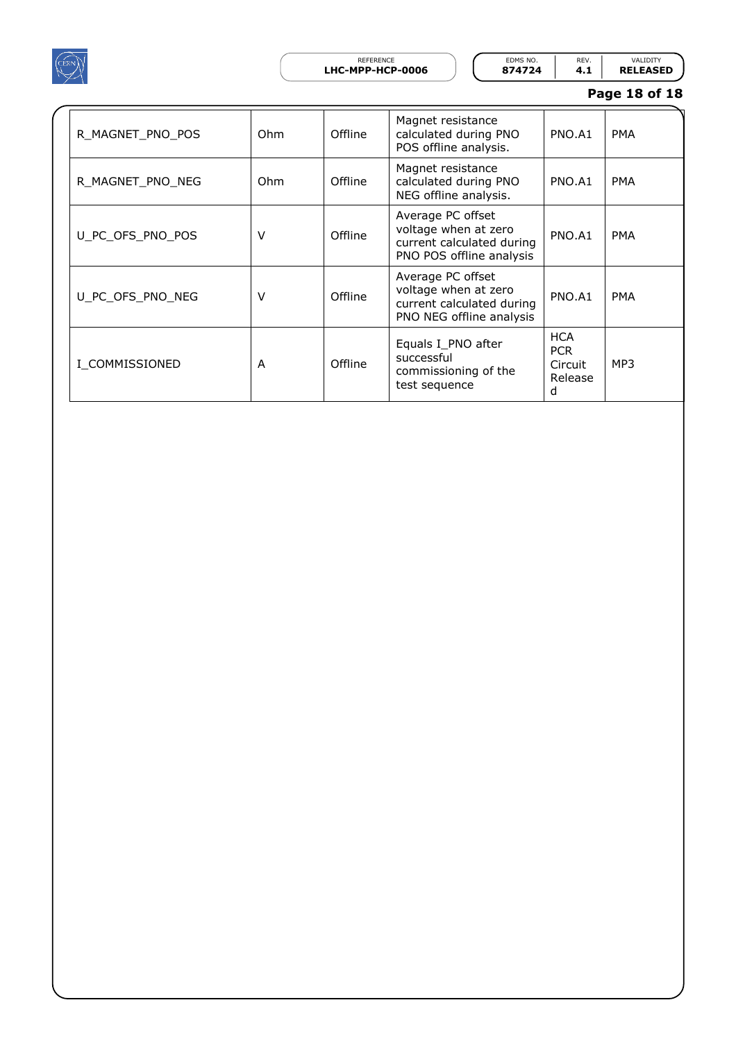| | | | | | |
|---|---|---|---|---|---|
| R_MAGNET_PNO_POS | Ohm | Offline | Magnet resistance calculated during PNO POS offline analysis. | PNO.A1 | PMA |
| R_MAGNET_PNO_NEG | Ohm | Offline | Magnet resistance calculated during PNO NEG offline analysis. | PNO.A1 | PMA |
| U_PC_OFS_PNO_POS | V | Offline | Average PC offset voltage when at zero current calculated during PNO POS offline analysis | PNO.A1 | PMA |
| U_PC_OFS_PNO_NEG | V | Offline | Average PC offset voltage when at zero current calculated during PNO NEG offline analysis | PNO.A1 | PMA |
| I_COMMISSIONED | A | Offline | Equals I_PNO after successful commissioning of the test sequence | HCA PCR Circuit Released | MP3 |